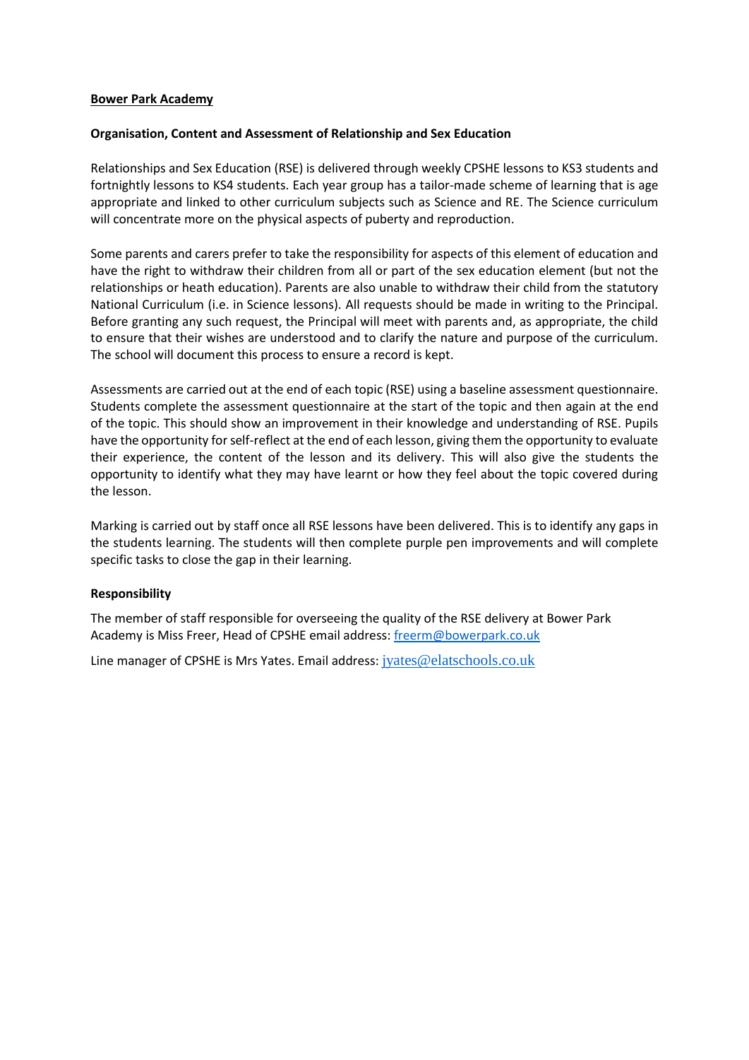**<u>Bower Park Academy</u>**

**Organisation, Content and Assessment of Relationship and Sex Education**

Relationships and Sex Education (RSE) is delivered through weekly CPSHE lessons to KS3 students and fortnightly lessons to KS4 students. Each year group has a tailor-made scheme of learning that is age appropriate and linked to other curriculum subjects such as Science and RE. The Science curriculum will concentrate more on the physical aspects of puberty and reproduction.

Some parents and carers prefer to take the responsibility for aspects of this element of education and have the right to withdraw their children from all or part of the sex education element (but not the relationships or heath education). Parents are also unable to withdraw their child from the statutory National Curriculum (i.e. in Science lessons). All requests should be made in writing to the Principal. Before granting any such request, the Principal will meet with parents and, as appropriate, the child to ensure that their wishes are understood and to clarify the nature and purpose of the curriculum. The school will document this process to ensure a record is kept.

Assessments are carried out at the end of each topic (RSE) using a baseline assessment questionnaire. Students complete the assessment questionnaire at the start of the topic and then again at the end of the topic. This should show an improvement in their knowledge and understanding of RSE. Pupils have the opportunity for self-reflect at the end of each lesson, giving them the opportunity to evaluate their experience, the content of the lesson and its delivery. This will also give the students the opportunity to identify what they may have learnt or how they feel about the topic covered during the lesson.

Marking is carried out by staff once all RSE lessons have been delivered. This is to identify any gaps in the students learning. The students will then complete purple pen improvements and will complete specific tasks to close the gap in their learning.

**Responsibility**

The member of staff responsible for overseeing the quality of the RSE delivery at Bower Park Academy is Miss Freer, Head of CPSHE email address: freerm@bowerpark.co.uk

Line manager of CPSHE is Mrs Yates. Email address: jyates@elatschools.co.uk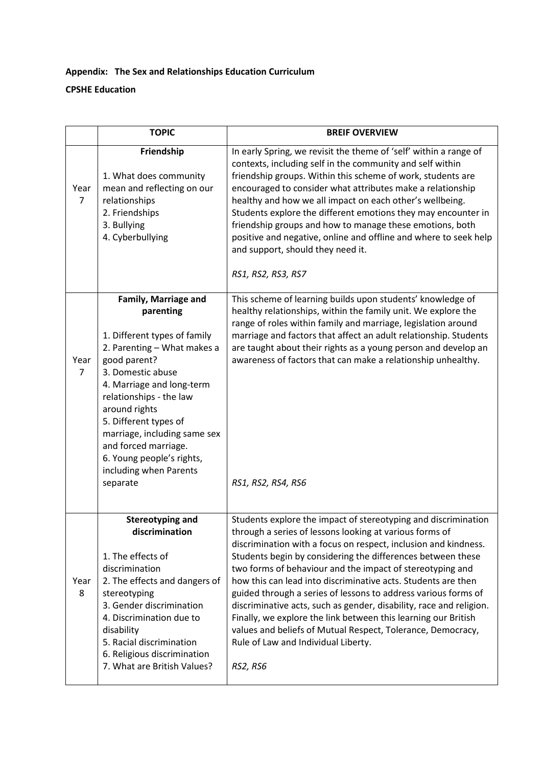**Appendix: The Sex and Relationships Education Curriculum**

**CPSHE Education**

| | TOPIC | BREIF OVERVIEW |
|---|---|---|
| Year 7 | **Friendship**<br><br>1. What does community mean and reflecting on our relationships<br>2. Friendships<br>3. Bullying<br>4. Cyberbullying | In early Spring, we revisit the theme of 'self' within a range of contexts, including self in the community and self within friendship groups. Within this scheme of work, students are encouraged to consider what attributes make a relationship healthy and how we all impact on each other's wellbeing. Students explore the different emotions they may encounter in friendship groups and how to manage these emotions, both positive and negative, online and offline and where to seek help and support, should they need it.<br><br>*RS1, RS2, RS3, RS7* |
| Year 7 | **Family, Marriage and parenting**<br><br>1. Different types of family<br>2. Parenting – What makes a good parent?<br>3. Domestic abuse<br>4. Marriage and long-term relationships - the law around rights<br>5. Different types of marriage, including same sex and forced marriage.<br>6. Young people's rights, including when Parents separate | This scheme of learning builds upon students' knowledge of healthy relationships, within the family unit. We explore the range of roles within family and marriage, legislation around marriage and factors that affect an adult relationship. Students are taught about their rights as a young person and develop an awareness of factors that can make a relationship unhealthy.<br><br>*RS1, RS2, RS4, RS6* |
| Year 8 | **Stereotyping and discrimination**<br><br>1. The effects of discrimination<br>2. The effects and dangers of stereotyping<br>3. Gender discrimination<br>4. Discrimination due to disability<br>5. Racial discrimination<br>6. Religious discrimination<br>7. What are British Values? | Students explore the impact of stereotyping and discrimination through a series of lessons looking at various forms of discrimination with a focus on respect, inclusion and kindness. Students begin by considering the differences between these two forms of behaviour and the impact of stereotyping and how this can lead into discriminative acts. Students are then guided through a series of lessons to address various forms of discriminative acts, such as gender, disability, race and religion. Finally, we explore the link between this learning our British values and beliefs of Mutual Respect, Tolerance, Democracy, Rule of Law and Individual Liberty.<br><br>*RS2, RS6* |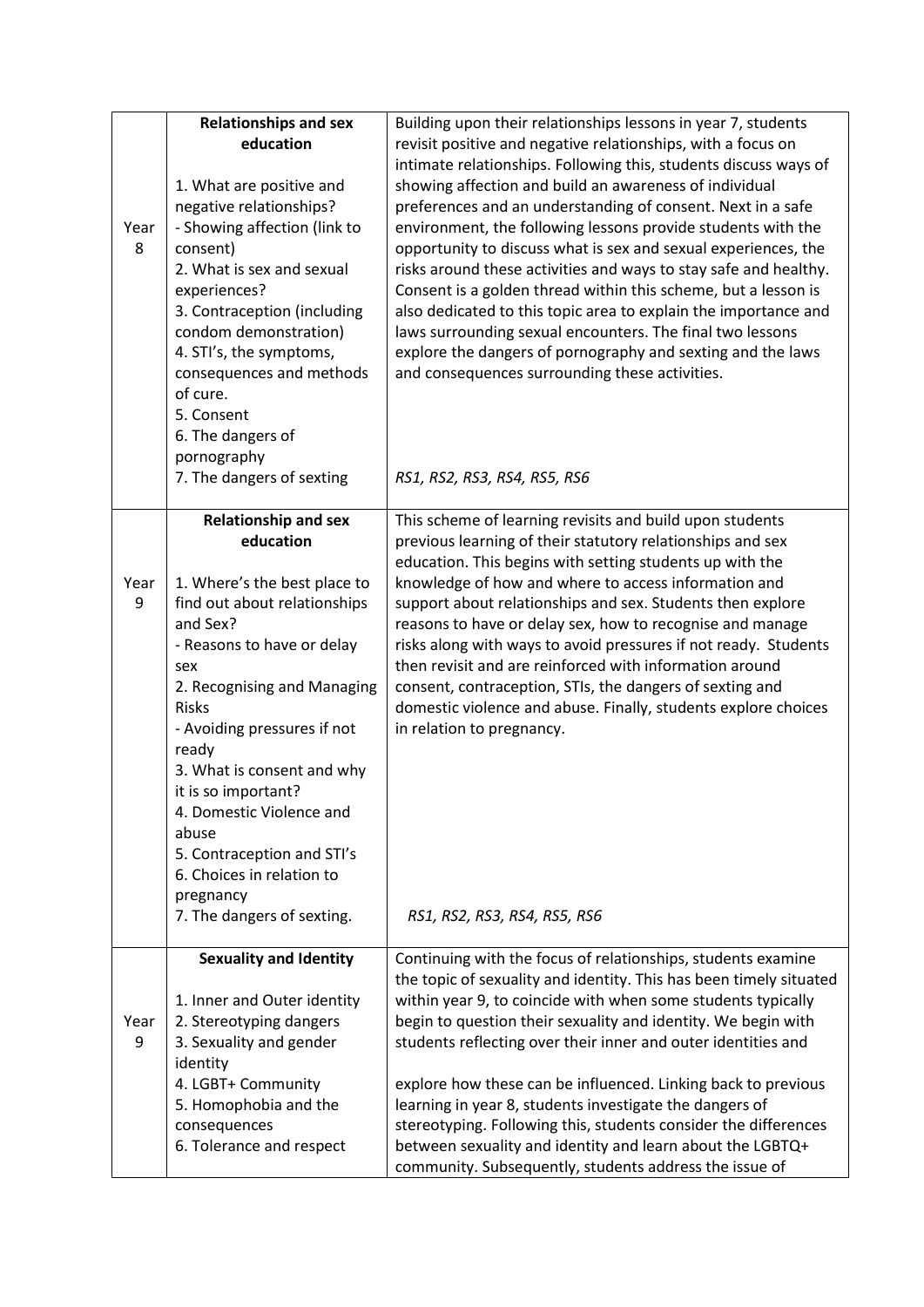| | | |
|---|---|---|
| Year 8 | **Relationships and sex education**<br><br>1. What are positive and negative relationships?<br>- Showing affection (link to consent)<br>2. What is sex and sexual experiences?<br>3. Contraception (including condom demonstration)<br>4. STI's, the symptoms, consequences and methods of cure.<br>5. Consent<br>6. The dangers of pornography<br>7. The dangers of sexting | Building upon their relationships lessons in year 7, students revisit positive and negative relationships, with a focus on intimate relationships. Following this, students discuss ways of showing affection and build an awareness of individual preferences and an understanding of consent. Next in a safe environment, the following lessons provide students with the opportunity to discuss what is sex and sexual experiences, the risks around these activities and ways to stay safe and healthy. Consent is a golden thread within this scheme, but a lesson is also dedicated to this topic area to explain the importance and laws surrounding sexual encounters. The final two lessons explore the dangers of pornography and sexting and the laws and consequences surrounding these activities.<br><br>*RS1, RS2, RS3, RS4, RS5, RS6* |
| Year 9 | **Relationship and sex education**<br><br>1. Where's the best place to find out about relationships and Sex?<br>- Reasons to have or delay sex<br>2. Recognising and Managing Risks<br>- Avoiding pressures if not ready<br>3. What is consent and why it is so important?<br>4. Domestic Violence and abuse<br>5. Contraception and STI's<br>6. Choices in relation to pregnancy<br>7. The dangers of sexting. | This scheme of learning revisits and build upon students previous learning of their statutory relationships and sex education. This begins with setting students up with the knowledge of how and where to access information and support about relationships and sex. Students then explore reasons to have or delay sex, how to recognise and manage risks along with ways to avoid pressures if not ready. Students then revisit and are reinforced with information around consent, contraception, STIs, the dangers of sexting and domestic violence and abuse. Finally, students explore choices in relation to pregnancy.<br><br>*RS1, RS2, RS3, RS4, RS5, RS6* |
| Year 9 | **Sexuality and Identity**<br><br>1. Inner and Outer identity<br>2. Stereotyping dangers<br>3. Sexuality and gender identity<br>4. LGBT+ Community<br>5. Homophobia and the consequences<br>6. Tolerance and respect | Continuing with the focus of relationships, students examine the topic of sexuality and identity. This been timely situated within year 9, to coincide with when some students typically begin to question their sexuality and identity. We begin with students reflecting over their inner and outer identities and<br><br>explore how these can be influenced. Linking back to previous learning in year 8, students investigate the dangers of stereotyping. Following this, students consider the differences between sexuality and identity and learn about the LGBTQ+ community. Subsequently, students address the issue of |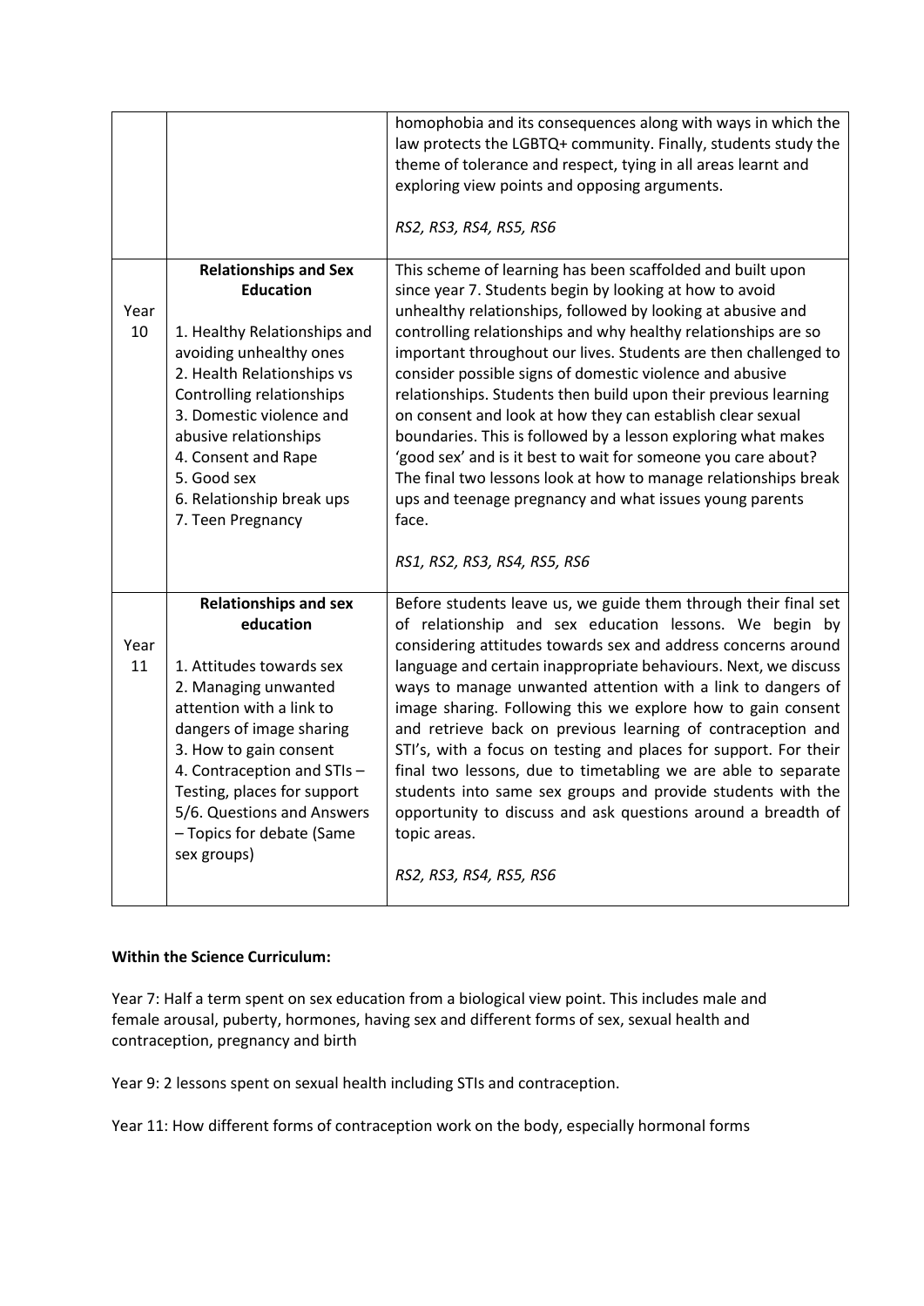| | | |
|---|---|---|
| | | homophobia and its consequences along with ways in which the law protects the LGBTQ+ community. Finally, students study the theme of tolerance and respect, tying in all areas learnt and exploring view points and opposing arguments.<br><br>*RS2, RS3, RS4, RS5, RS6* |
| Year 10 | **Relationships and Sex Education**<br><br>1. Healthy Relationships and avoiding unhealthy ones<br>2. Health Relationships vs Controlling relationships<br>3. Domestic violence and abusive relationships<br>4. Consent and Rape<br>5. Good sex<br>6. Relationship break ups<br>7. Teen Pregnancy | This scheme of learning has been scaffolded and built upon since year 7. Students begin by looking at how to avoid unhealthy relationships, followed by looking at abusive and controlling relationships and why healthy relationships are so important throughout our lives. Students are then challenged to consider possible signs of domestic violence and abusive relationships. Students then build upon their previous learning on consent and look at how they can establish clear sexual boundaries. This is followed by a lesson exploring what makes 'good sex' and is it best to wait for someone you care about? The final two lessons look at how to manage relationships break ups and teenage pregnancy and what issues young parents face.<br><br>*RS1, RS2, RS3, RS4, RS5, RS6* |
| Year 11 | **Relationships and sex education**<br><br>1. Attitudes towards sex<br>2. Managing unwanted attention with a link to dangers of image sharing<br>3. How to gain consent<br>4. Contraception and STIs – Testing, places for support<br>5/6. Questions and Answers – Topics for debate (Same sex groups) | Before students leave us, we guide them through their final set of relationship and sex education lessons. We begin by considering attitudes towards sex and address concerns around language and certain inappropriate behaviours. Next, we discuss ways to manage unwanted attention with a link to dangers of image sharing. Following this we explore how to gain consent and retrieve back on previous learning of contraception and STI's, with a focus on testing and places for support. For their final two lessons, due to timetabling we are able to separate students into same sex groups and provide students with the opportunity to discuss and ask questions around a breadth of topic areas.<br><br>*RS2, RS3, RS4, RS5, RS6* |

**Within the Science Curriculum:**

Year 7: Half a term spent on sex education from a biological view point. This includes male and female arousal, puberty, hormones, having sex and different forms of sex, sexual health and contraception, pregnancy and birth

Year 9: 2 lessons spent on sexual health including STIs and contraception.

Year 11: How different forms of contraception work on the body, especially hormonal forms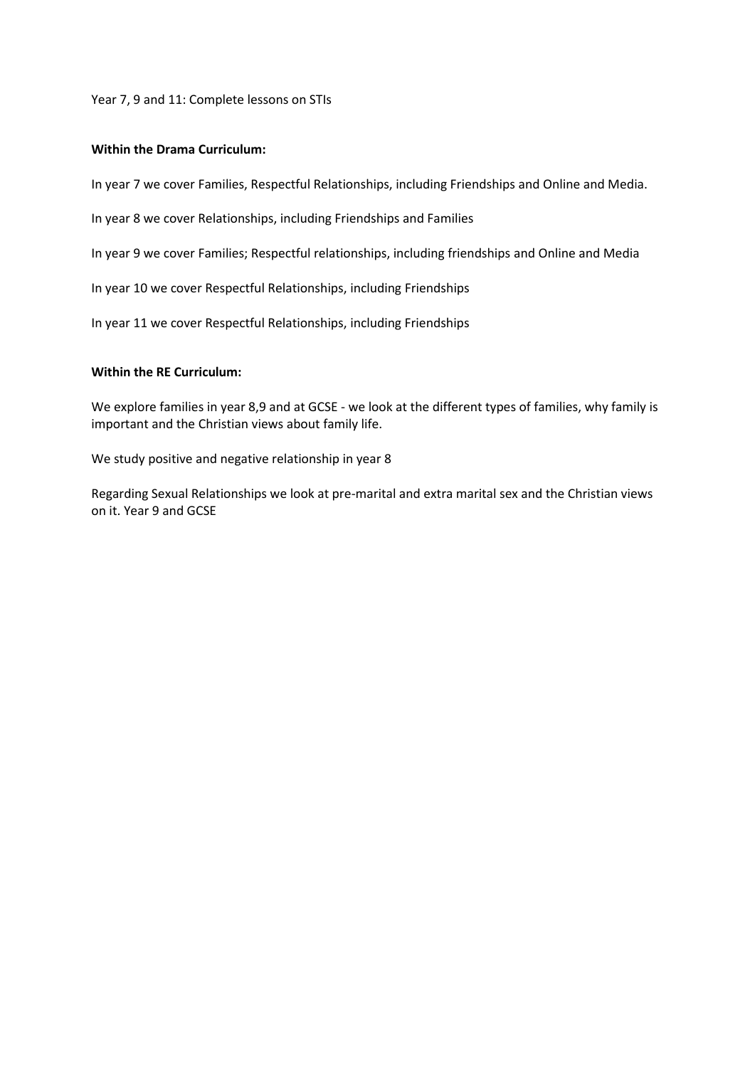Year 7, 9 and 11: Complete lessons on STIs

**Within the Drama Curriculum:**

In year 7 we cover Families, Respectful Relationships, including Friendships and Online and Media.

In year 8 we cover Relationships, including Friendships and Families

In year 9 we cover Families; Respectful relationships, including friendships and Online and Media

In year 10 we cover Respectful Relationships, including Friendships

In year 11 we cover Respectful Relationships, including Friendships

**Within the RE Curriculum:**

We explore families in year 8,9 and at GCSE - we look at the different types of families, why family is important and the Christian views about family life.

We study positive and negative relationship in year 8

Regarding Sexual Relationships we look at pre-marital and extra marital sex and the Christian views on it. Year 9 and GCSE